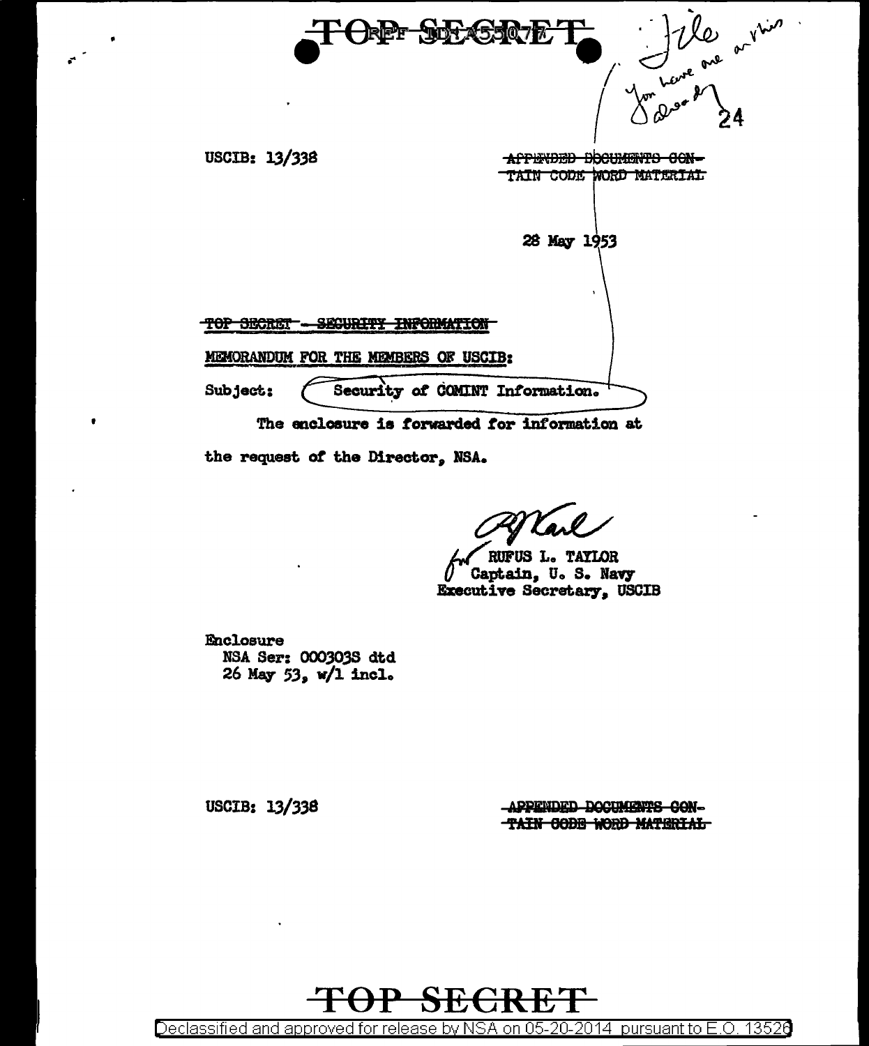TOP SECRET

REF ID:A55077

File
You have one on this
Drew
24

USCIB: 13/338

~~APPENDED DOCUMENTS CONTAIN CODE WORD MATERIAL~~

28 May 1953

~~TOP SECRET - SECURITY INFORMATION~~

MEMORANDUM FOR THE MEMBERS OF USCIB:

Subject: Security of COMINT Information.

The enclosure is forwarded for information at the request of the Director, NSA.

for RUFUS L. TAYLOR
Captain, U. S. Navy
Executive Secretary, USCIB

Enclosure
NSA Ser: 000303S dtd
26 May 53, w/1 incl.

USCIB: 13/338

~~APPENDED DOCUMENTS CONTAIN CODE WORD MATERIAL~~

TOP SECRET

Declassified and approved for release by NSA on 05-20-2014 pursuant to E.O. 13526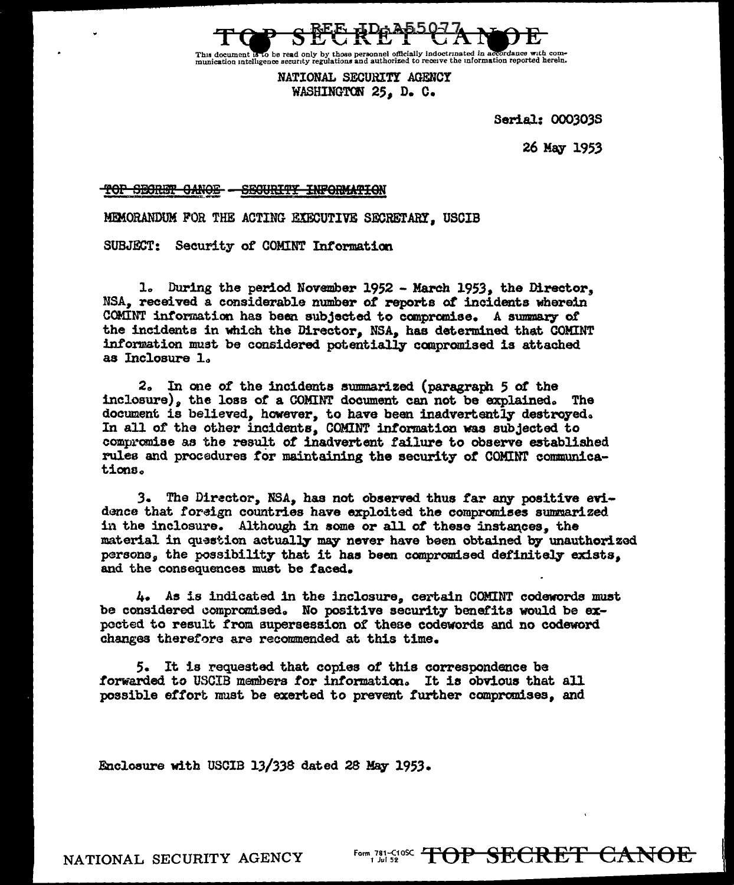REF ID:A55077

**TOP SECRET CANOE**

This document is to be read only by those personnel officially indoctrinated in accordance with communication intelligence security regulations and authorized to receive the information reported herein.

NATIONAL SECURITY AGENCY
WASHINGTON 25, D. C.

Serial: 000303S

26 May 1953

~~TOP SECRET CANOE - SECURITY INFORMATION~~

MEMORANDUM FOR THE ACTING EXECUTIVE SECRETARY, USCIB

SUBJECT: Security of COMINT Information

1. During the period November 1952 - March 1953, the Director, NSA, received a considerable number of reports of incidents wherein COMINT information has been subjected to compromise. A summary of the incidents in which the Director, NSA, has determined that COMINT information must be considered potentially compromised is attached as Inclosure 1.

2. In one of the incidents summarized (paragraph 5 of the inclosure), the loss of a COMINT document can not be explained. The document is believed, however, to have been inadvertently destroyed. In all of the other incidents, COMINT information was subjected to compromise as the result of inadvertent failure to observe established rules and procedures for maintaining the security of COMINT communications.

3. The Director, NSA, has not observed thus far any positive evidence that foreign countries have exploited the compromises summarized in the inclosure. Although in some or all of these instances, the material in question actually may never have been obtained by unauthorized persons, the possibility that it has been compromised definitely exists, and the consequences must be faced.

4. As is indicated in the inclosure, certain COMINT codewords must be considered compromised. No positive security benefits would be expected to result from supersession of these codewords and no codeword changes therefore are recommended at this time.

5. It is requested that copies of this correspondence be forwarded to USCIB members for information. It is obvious that all possible effort must be exerted to prevent further compromises, and

Enclosure with USCIB 13/338 dated 28 May 1953.

NATIONAL SECURITY AGENCY    Form 781-C10SC 1 Jul 52    **TOP SECRET CANOE**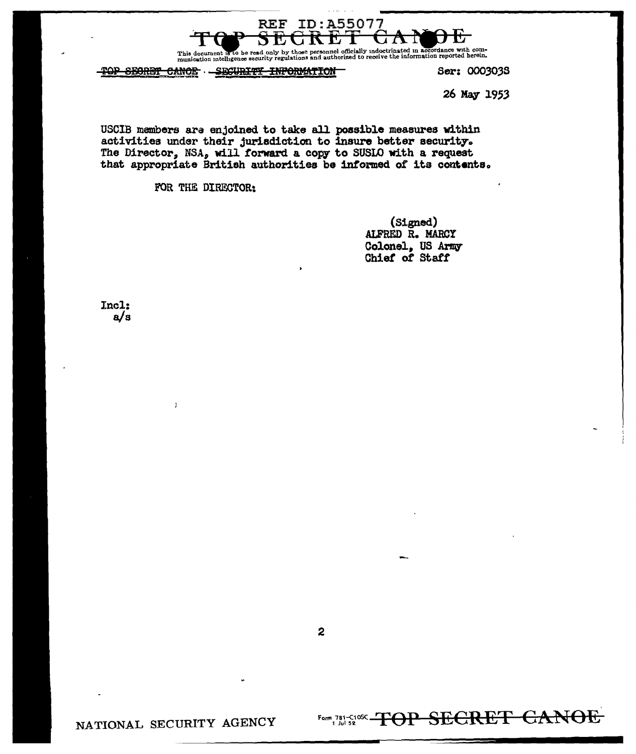REF ID:A55077

~~TOP SECRET CANOE~~

This document is to be read only by those personnel officially indoctrinated in accordance with communication intelligence security regulations and authorized to receive the information reported herein.

~~TOP SECRET CANOE~~ - ~~SECURITY INFORMATION~~

Ser: 000303S

26 May 1953

USCIB members are enjoined to take all possible measures within activities under their jurisdiction to insure better security. The Director, NSA, will forward a copy to SUSLO with a request that appropriate British authorities be informed of its contents.

FOR THE DIRECTOR:

(Signed)
ALFRED R. MARCY
Colonel, US Army
Chief of Staff

Incl:
a/s

NATIONAL SECURITY AGENCY

Form 781-C10SC 1 Jul 52 ~~TOP SECRET CANOE~~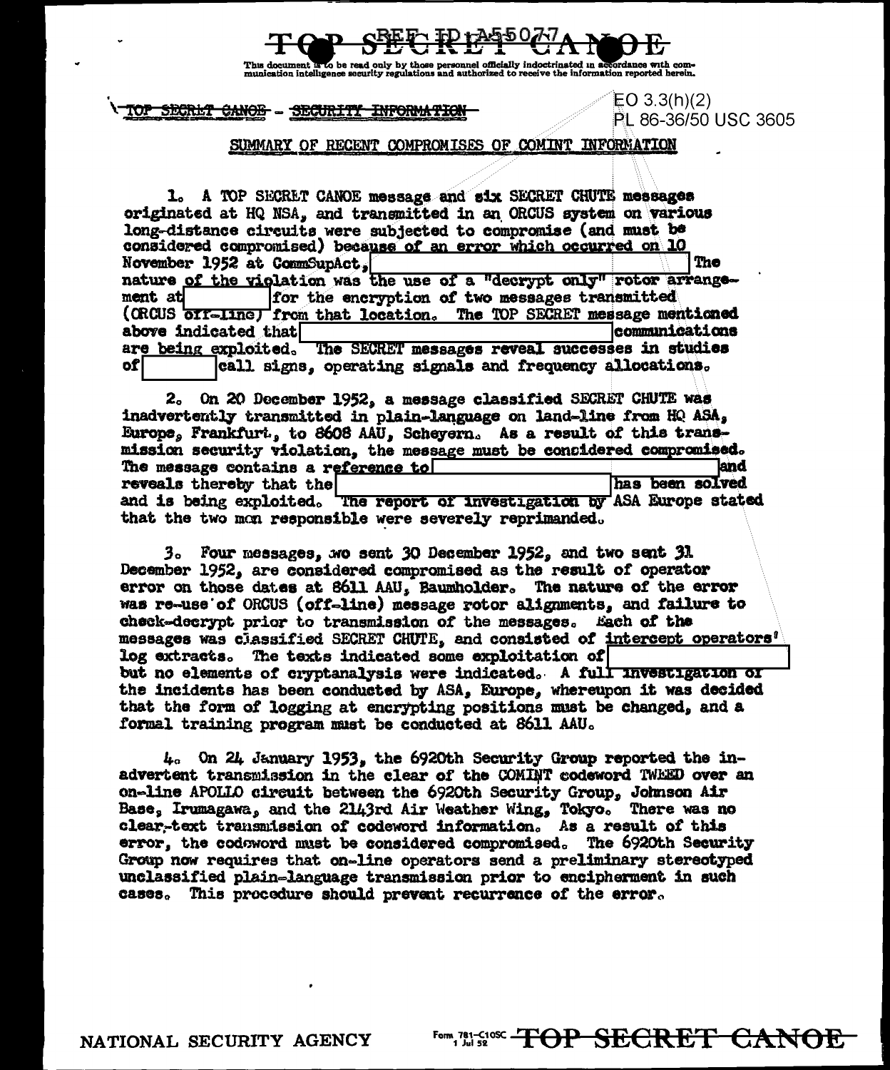TOP SECRET CANOE

This document is to be read only by those personnel officially indoctrinated in accordance with communication intelligence security regulations and authorized to receive the information reported herein.

~~TOP SECRET CANOE~~ - ~~SECURITY INFORMATION~~

EO 3.3(h)(2)
PL 86-36/50 USC 3605

SUMMARY OF RECENT COMPROMISES OF COMINT INFORMATION

1. A TOP SECRET CANOE message and six SECRET CHUTE messages originated at HQ NSA, and transmitted in an ORCUS system on various long-distance circuits were subjected to compromise (and must be considered compromised) because of an error which occurred on 10 November 1952 at CommSupAct, [REDACTED] The nature of the violation was the use of a "decrypt only" rotor arrangement at [REDACTED] for the encryption of two messages transmitted (ORCUS off-line) from that location. The TOP SECRET message mentioned above indicated that [REDACTED] communications are being exploited. The SECRET messages reveal successes in studies of [REDACTED] call signs, operating signals and frequency allocations.

2. On 20 December 1952, a message classified SECRET CHUTE was inadvertently transmitted in plain-language on land-line from HQ ASA, Europe, Frankfurt, to 8608 AAU, Scheyern. As a result of this transmission security violation, the message must be considered compromised. The message contains a reference to [REDACTED] and reveals thereby that the [REDACTED] has been solved and is being exploited. The report of investigation by ASA Europe stated that the two men responsible were severely reprimanded.

3. Four messages, two sent 30 December 1952, and two sent 31 December 1952, are considered compromised as the result of operator error on those dates at 8611 AAU, Baumholder. The nature of the error was re-use of ORCUS (off-line) message rotor alignments, and failure to check-decrypt prior to transmission of the messages. Each of the messages was classified SECRET CHUTE, and consisted of intercept operators' log extracts. The texts indicated some exploitation of [REDACTED] but no elements of cryptanalysis were indicated. A full investigation of the incidents has been conducted by ASA, Europe, whereupon it was decided that the form of logging at encrypting positions must be changed, and a formal training program must be conducted at 8611 AAU.

4. On 24 January 1953, the 6920th Security Group reported the inadvertent transmission in the clear of the COMINT codeword TWEED over an on-line APOLLO circuit between the 6920th Security Group, Johnson Air Base, Irumagawa, and the 2143rd Air Weather Wing, Tokyo. There was no clear-text transmission of codeword information. As a result of this error, the codeword must be considered compromised. The 6920th Security Group now requires that on-line operators send a preliminary stereotyped unclassified plain-language transmission prior to encipherment in such cases. This procedure should prevent recurrence of the error.

NATIONAL SECURITY AGENCY

Form 781-C10SC 1 Jul 52 TOP SECRET CANOE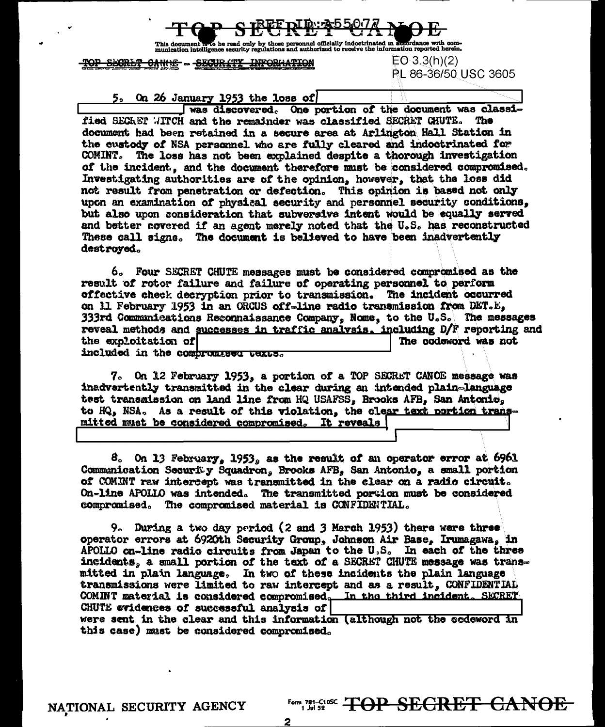This document is to be read only by those personnel officially indoctrinated in accordance with communication intelligence security regulations and authorized to receive the information reported herein.

~~TOP SECRET CANOE~~ – ~~SECURITY INFORMATION~~

EO 3.3(h)(2)
PL 86-36/50 USC 3605

5. On 26 January 1953 the loss of [REDACTED] was discovered. One portion of the document was classified SECRET WITCH and the remainder was classified SECRET CHUTE. The document had been retained in a secure area at Arlington Hall Station in the custody of NSA personnel who are fully cleared and indoctrinated for COMINT. The loss has not been explained despite a thorough investigation of the incident, and the document therefore must be considered compromised. Investigating authorities are of the opinion, however, that the loss did not result from penetration or defection. This opinion is based not only upon an examination of physical security and personnel security conditions, but also upon consideration that subversive intent would be equally served and better covered if an agent merely noted that the U.S. has reconstructed These call signs. The document is believed to have been inadvertently destroyed.

6. Four SECRET CHUTE messages must be considered compromised as the result of rotor failure and failure of operating personnel to perform effective check decryption prior to transmission. The incident occurred on 11 February 1953 in an ORCUS off-line radio transmission from DET.E, 333rd Communications Reconnaissance Company, Nome, to the U.S. The messages reveal methods and successes in traffic analysis, including D/F reporting and the exploitation of [REDACTED] The codeword was not included in the compromised texts.

7. On 12 February 1953, a portion of a TOP SECRET CANOE message was inadvertently transmitted in the clear during an intended plain-language test transmission on land line from HQ USAFSS, Brooks AFB, San Antonio, to HQ, NSA. As a result of this violation, the clear text portion transmitted must be considered compromised. It reveals [REDACTED]

8. On 13 February, 1953, as the result of an operator error at 6961 Communication Security Squadron, Brooks AFB, San Antonio, a small portion of COMINT raw intercept was transmitted in the clear on a radio circuit. On-line APOLLO was intended. The transmitted portion must be considered compromised. The compromised material is CONFIDENTIAL.

9. During a two day period (2 and 3 March 1953) there were three operator errors at 6920th Security Group, Johnson Air Base, Irumagawa, in APOLLO on-line radio circuits from Japan to the U.S. In each of the three incidents, a small portion of the text of a SECRET CHUTE message was transmitted in plain language. In two of these incidents the plain language transmissions were limited to raw intercept and as a result, CONFIDENTIAL COMINT material is considered compromised. In the third incident, SECRET CHUTE evidences of successful analysis of [REDACTED] were sent in the clear and this information (although not the codeword in this case) must be considered compromised.

NATIONAL SECURITY AGENCY

Form 781-C10SC 1 Jul 52 ~~TOP SECRET CANOE~~